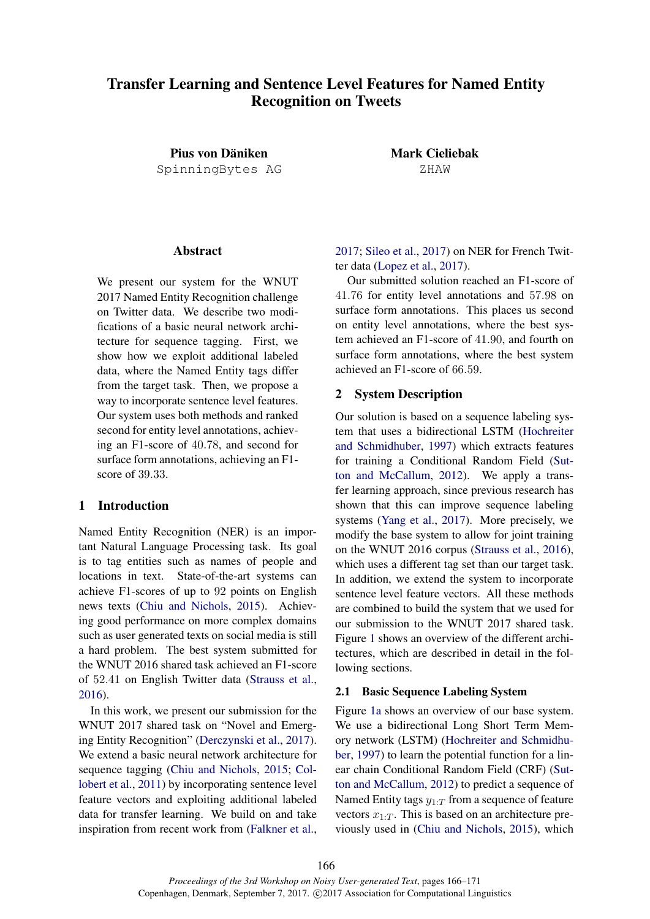# Transfer Learning and Sentence Level Features for Named Entity Recognition on Tweets

**Pius von Däniken**
SpinningBytes AG

**Mark Cieliebak**
ZHAW

## Abstract

We present our system for the WNUT 2017 Named Entity Recognition challenge on Twitter data. We describe two modifications of a basic neural network architecture for sequence tagging. First, we show how we exploit additional labeled data, where the Named Entity tags differ from the target task. Then, we propose a way to incorporate sentence level features. Our system uses both methods and ranked second for entity level annotations, achieving an F1-score of 40.78, and second for surface form annotations, achieving an F1-score of 39.33.

## 1 Introduction

Named Entity Recognition (NER) is an important Natural Language Processing task. Its goal is to tag entities such as names of people and locations in text. State-of-the-art systems can achieve F1-scores of up to 92 points on English news texts (Chiu and Nichols, 2015). Achieving good performance on more complex domains such as user generated texts on social media is still a hard problem. The best system submitted for the WNUT 2016 shared task achieved an F1-score of 52.41 on English Twitter data (Strauss et al., 2016).

In this work, we present our submission for the WNUT 2017 shared task on "Novel and Emerging Entity Recognition" (Derczynski et al., 2017). We extend a basic neural network architecture for sequence tagging (Chiu and Nichols, 2015; Collobert et al., 2011) by incorporating sentence level feature vectors and exploiting additional labeled data for transfer learning. We build on and take inspiration from recent work from (Falkner et al., 2017; Sileo et al., 2017) on NER for French Twitter data (Lopez et al., 2017).

Our submitted solution reached an F1-score of 41.76 for entity level annotations and 57.98 on surface form annotations. This places us second on entity level annotations, where the best system achieved an F1-score of 41.90, and fourth on surface form annotations, where the best system achieved an F1-score of 66.59.

## 2 System Description

Our solution is based on a sequence labeling system that uses a bidirectional LSTM (Hochreiter and Schmidhuber, 1997) which extracts features for training a Conditional Random Field (Sutton and McCallum, 2012). We apply a transfer learning approach, since previous research has shown that this can improve sequence labeling systems (Yang et al., 2017). More precisely, we modify the base system to allow for joint training on the WNUT 2016 corpus (Strauss et al., 2016), which uses a different tag set than our target task. In addition, we extend the system to incorporate sentence level feature vectors. All these methods are combined to build the system that we used for our submission to the WNUT 2017 shared task. Figure 1 shows an overview of the different architectures, which are described in detail in the following sections.

### 2.1 Basic Sequence Labeling System

Figure 1a shows an overview of our base system. We use a bidirectional Long Short Term Memory network (LSTM) (Hochreiter and Schmidhuber, 1997) to learn the potential function for a linear chain Conditional Random Field (CRF) (Sutton and McCallum, 2012) to predict a sequence of Named Entity tags $y_{1:T}$ from a sequence of feature vectors $x_{1:T}$. This is based on an architecture previously used in (Chiu and Nichols, 2015), which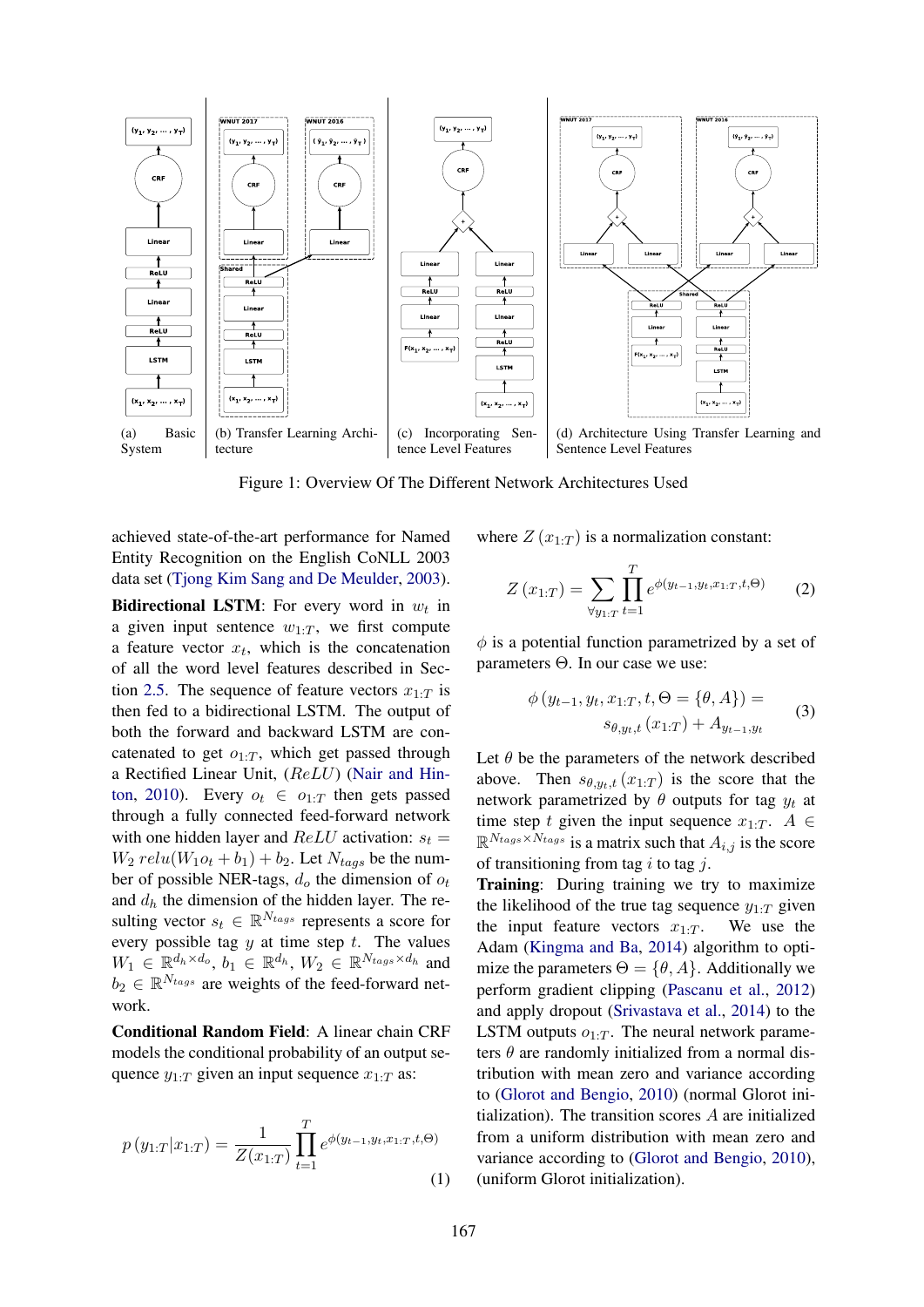(a) Basic System

(b) Transfer Learning Architecture

(c) Incorporating Sentence Level Features

(d) Architecture Using Transfer Learning and Sentence Level Features

Figure 1: Overview Of The Different Network Architectures Used

achieved state-of-the-art performance for Named Entity Recognition on the English CoNLL 2003 data set (Tjong Kim Sang and De Meulder, 2003).

**Bidirectional LSTM**: For every word in $w_t$ in a given input sentence $w_{1:T}$, we first compute a feature vector $x_t$, which is the concatenation of all the word level features described in Section 2.5. The sequence of feature vectors $x_{1:T}$ is then fed to a bidirectional LSTM. The output of both the forward and backward LSTM are concatenated to get $o_{1:T}$, which get passed through a Rectified Linear Unit, ($ReLU$) (Nair and Hinton, 2010). Every $o_t \in o_{1:T}$ then gets passed through a fully connected feed-forward network with one hidden layer and $ReLU$ activation: $s_t = W_2\, relu(W_1 o_t + b_1) + b_2$. Let $N_{tags}$ be the number of possible NER-tags, $d_o$ the dimension of $o_t$ and $d_h$ the dimension of the hidden layer. The resulting vector $s_t \in \mathbb{R}^{N_{tags}}$ represents a score for every possible tag $y$ at time step $t$. The values $W_1 \in \mathbb{R}^{d_h \times d_o}$, $b_1 \in \mathbb{R}^{d_h}$, $W_2 \in \mathbb{R}^{N_{tags} \times d_h}$ and $b_2 \in \mathbb{R}^{N_{tags}}$ are weights of the feed-forward network.

**Conditional Random Field**: A linear chain CRF models the conditional probability of an output sequence $y_{1:T}$ given an input sequence $x_{1:T}$ as:

$$p\left(y_{1:T}|x_{1:T}\right) = \frac{1}{Z(x_{1:T})} \prod_{t=1}^{T} e^{\phi(y_{t-1}, y_t, x_{1:T}, t, \Theta)} \quad (1)$$

where $Z\left(x_{1:T}\right)$ is a normalization constant:

$$Z\left(x_{1:T}\right) = \sum_{\forall y_{1:T}} \prod_{t=1}^{T} e^{\phi(y_{t-1}, y_t, x_{1:T}, t, \Theta)} \quad (2)$$

$\phi$ is a potential function parametrized by a set of parameters $\Theta$. In our case we use:

$$\phi\left(y_{t-1}, y_t, x_{1:T}, t, \Theta = \{\theta, A\}\right) = s_{\theta, y_t, t}\left(x_{1:T}\right) + A_{y_{t-1}, y_t} \quad (3)$$

Let $\theta$ be the parameters of the network described above. Then $s_{\theta, y_t, t}\left(x_{1:T}\right)$ is the score that the network parametrized by $\theta$ outputs for tag $y_t$ at time step $t$ given the input sequence $x_{1:T}$. $A \in \mathbb{R}^{N_{tags} \times N_{tags}}$ is a matrix such that $A_{i,j}$ is the score of transitioning from tag $i$ to tag $j$.

**Training**: During training we try to maximize the likelihood of the true tag sequence $y_{1:T}$ given the input feature vectors $x_{1:T}$. We use the Adam (Kingma and Ba, 2014) algorithm to optimize the parameters $\Theta = \{\theta, A\}$. Additionally we perform gradient clipping (Pascanu et al., 2012) and apply dropout (Srivastava et al., 2014) to the LSTM outputs $o_{1:T}$. The neural network parameters $\theta$ are randomly initialized from a normal distribution with mean zero and variance according to (Glorot and Bengio, 2010) (normal Glorot initialization). The transition scores $A$ are initialized from a uniform distribution with mean zero and variance according to (Glorot and Bengio, 2010), (uniform Glorot initialization).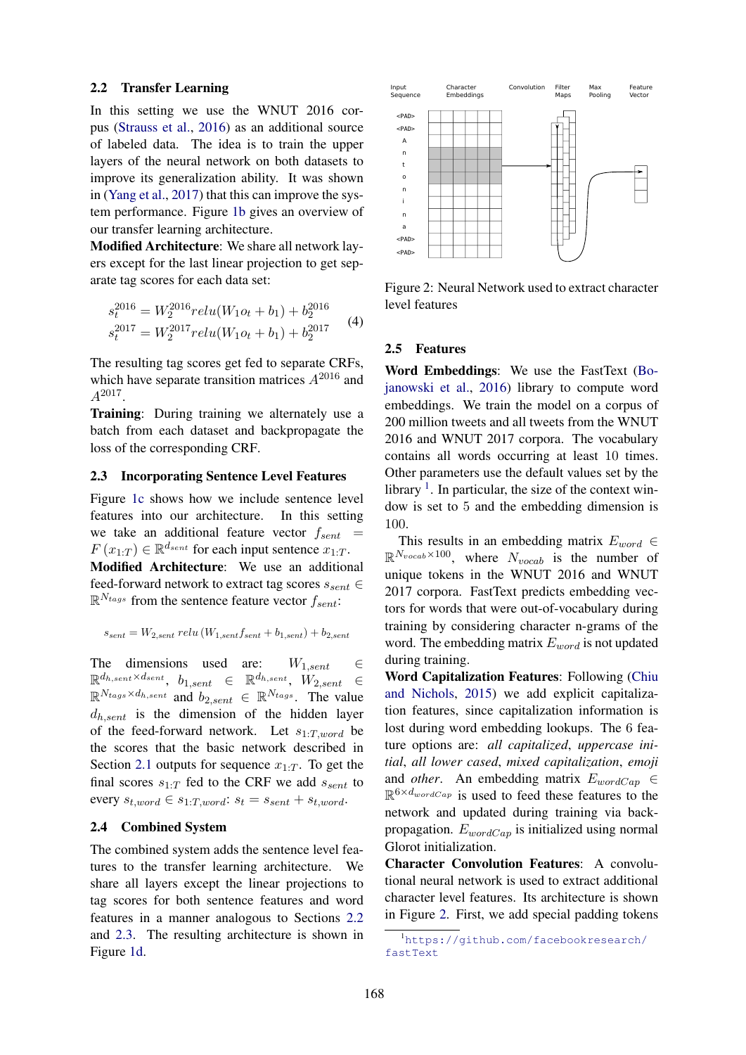## 2.2 Transfer Learning

In this setting we use the WNUT 2016 corpus (Strauss et al., 2016) as an additional source of labeled data. The idea is to train the upper layers of the neural network on both datasets to improve its generalization ability. It was shown in (Yang et al., 2017) that this can improve the system performance. Figure 1b gives an overview of our transfer learning architecture.

**Modified Architecture**: We share all network layers except for the last linear projection to get separate tag scores for each data set:

$$
\begin{aligned}
s_t^{2016} &= W_2^{2016} relu(W_1 o_t + b_1) + b_2^{2016} \\
s_t^{2017} &= W_2^{2017} relu(W_1 o_t + b_1) + b_2^{2017}
\end{aligned}
\tag{4}
$$

The resulting tag scores get fed to separate CRFs, which have separate transition matrices $A^{2016}$ and $A^{2017}$.

**Training**: During training we alternately use a batch from each dataset and backpropagate the loss of the corresponding CRF.

## 2.3 Incorporating Sentence Level Features

Figure 1c shows how we include sentence level features into our architecture. In this setting we take an additional feature vector $f_{sent} = F(x_{1:T}) \in \mathbb{R}^{d_{sent}}$ for each input sentence $x_{1:T}$.

**Modified Architecture**: We use an additional feed-forward network to extract tag scores $s_{sent} \in \mathbb{R}^{N_{tags}}$ from the sentence feature vector $f_{sent}$:

$$
s_{sent} = W_{2,sent}\, relu\left(W_{1,sent} f_{sent} + b_{1,sent}\right) + b_{2,sent}
$$

The dimensions used are: $W_{1,sent} \in \mathbb{R}^{d_{h,sent} \times d_{sent}}$, $b_{1,sent} \in \mathbb{R}^{d_{h,sent}}$, $W_{2,sent} \in \mathbb{R}^{N_{tags} \times d_{h,sent}}$ and $b_{2,sent} \in \mathbb{R}^{N_{tags}}$. The value $d_{h,sent}$ is the dimension of the hidden layer of the feed-forward network. Let $s_{1:T,word}$ be the scores that the basic network described in Section 2.1 outputs for sequence $x_{1:T}$. To get the final scores $s_{1:T}$ fed to the CRF we add $s_{sent}$ to every $s_{t,word} \in s_{1:T,word}$: $s_t = s_{sent} + s_{t,word}$.

## 2.4 Combined System

The combined system adds the sentence level features to the transfer learning architecture. We share all layers except the linear projections to tag scores for both sentence features and word features in a manner analogous to Sections 2.2 and 2.3. The resulting architecture is shown in Figure 1d.

Figure 2: Neural Network used to extract character level features

## 2.5 Features

**Word Embeddings**: We use the FastText (Bojanowski et al., 2016) library to compute word embeddings. We train the model on a corpus of 200 million tweets and all tweets from the WNUT 2016 and WNUT 2017 corpora. The vocabulary contains all words occurring at least 10 times. Other parameters use the default values set by the library [1]. In particular, the size of the context window is set to 5 and the embedding dimension is 100.

This results in an embedding matrix $E_{word} \in \mathbb{R}^{N_{vocab} \times 100}$, where $N_{vocab}$ is the number of unique tokens in the WNUT 2016 and WNUT 2017 corpora. FastText predicts embedding vectors for words that were out-of-vocabulary during training by considering character n-grams of the word. The embedding matrix $E_{word}$ is not updated during training.

**Word Capitalization Features**: Following (Chiu and Nichols, 2015) we add explicit capitalization features, since capitalization information is lost during word embedding lookups. The 6 feature options are: *all capitalized*, *uppercase initial*, *all lower cased*, *mixed capitalization*, *emoji* and *other*. An embedding matrix $E_{wordCap} \in \mathbb{R}^{6 \times d_{wordCap}}$ is used to feed these features to the network and updated during training via backpropagation. $E_{wordCap}$ is initialized using normal Glorot initialization.

**Character Convolution Features**: A convolutional neural network is used to extract additional character level features. Its architecture is shown in Figure 2. First, we add special padding tokens

[1] https://github.com/facebookresearch/fastText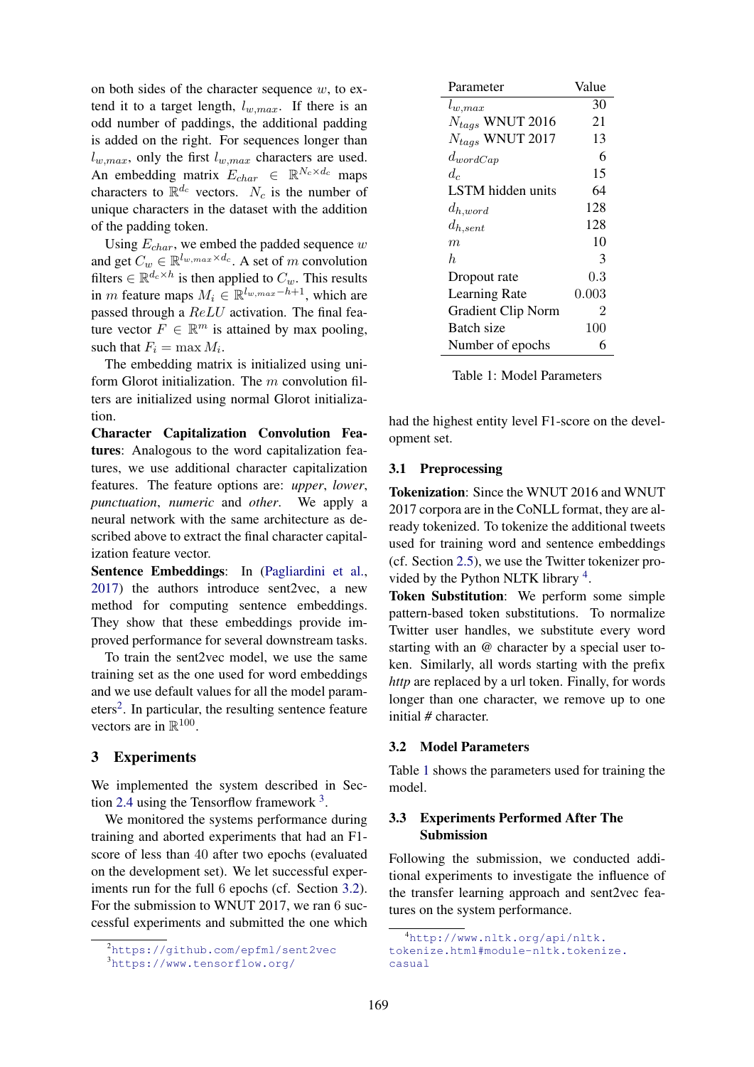on both sides of the character sequence $w$, to extend it to a target length, $l_{w,max}$. If there is an odd number of paddings, the additional padding is added on the right. For sequences longer than $l_{w,max}$, only the first $l_{w,max}$ characters are used. An embedding matrix $E_{char} \in \mathbb{R}^{N_c \times d_c}$ maps characters to $\mathbb{R}^{d_c}$ vectors. $N_c$ is the number of unique characters in the dataset with the addition of the padding token.

Using $E_{char}$, we embed the padded sequence $w$ and get $C_w \in \mathbb{R}^{l_{w,max} \times d_c}$. A set of $m$ convolution filters $\in \mathbb{R}^{d_c \times h}$ is then applied to $C_w$. This results in $m$ feature maps $M_i \in \mathbb{R}^{l_{w,max}-h+1}$, which are passed through a $ReLU$ activation. The final feature vector $F \in \mathbb{R}^m$ is attained by max pooling, such that $F_i = \max M_i$.

The embedding matrix is initialized using uniform Glorot initialization. The $m$ convolution filters are initialized using normal Glorot initialization.

**Character Capitalization Convolution Features**: Analogous to the word capitalization features, we use additional character capitalization features. The feature options are: *upper*, *lower*, *punctuation*, *numeric* and *other*. We apply a neural network with the same architecture as described above to extract the final character capitalization feature vector.

**Sentence Embeddings**: In (Pagliardini et al., 2017) the authors introduce sent2vec, a new method for computing sentence embeddings. They show that these embeddings provide improved performance for several downstream tasks.

To train the sent2vec model, we use the same training set as the one used for word embeddings and we use default values for all the model parameters[2]. In particular, the resulting sentence feature vectors are in $\mathbb{R}^{100}$.

## 3 Experiments

We implemented the system described in Section 2.4 using the Tensorflow framework [3].

We monitored the systems performance during training and aborted experiments that had an F1-score of less than 40 after two epochs (evaluated on the development set). We let successful experiments run for the full 6 epochs (cf. Section 3.2). For the submission to WNUT 2017, we ran 6 successful experiments and submitted the one which had the highest entity level F1-score on the development set.

| Parameter | Value |
|---|---|
| $l_{w,max}$ | 30 |
| $N_{tags}$ WNUT 2016 | 21 |
| $N_{tags}$ WNUT 2017 | 13 |
| $d_{wordCap}$ | 6 |
| $d_c$ | 15 |
| LSTM hidden units | 64 |
| $d_{h,word}$ | 128 |
| $d_{h,sent}$ | 128 |
| $m$ | 10 |
| $h$ | 3 |
| Dropout rate | 0.3 |
| Learning Rate | 0.003 |
| Gradient Clip Norm | 2 |
| Batch size | 100 |
| Number of epochs | 6 |

Table 1: Model Parameters

### 3.1 Preprocessing

**Tokenization**: Since the WNUT 2016 and WNUT 2017 corpora are in the CoNLL format, they are already tokenized. To tokenize the additional tweets used for training word and sentence embeddings (cf. Section 2.5), we use the Twitter tokenizer provided by the Python NLTK library [4].

**Token Substitution**: We perform some simple pattern-based token substitutions. To normalize Twitter user handles, we substitute every word starting with an @ character by a special user token. Similarly, all words starting with the prefix *http* are replaced by a url token. Finally, for words longer than one character, we remove up to one initial # character.

### 3.2 Model Parameters

Table 1 shows the parameters used for training the model.

### 3.3 Experiments Performed After The Submission

Following the submission, we conducted additional experiments to investigate the influence of the transfer learning approach and sent2vec features on the system performance.

[2] https://github.com/epfml/sent2vec

[3] https://www.tensorflow.org/

[4] http://www.nltk.org/api/nltk.tokenize.html#module-nltk.tokenize.casual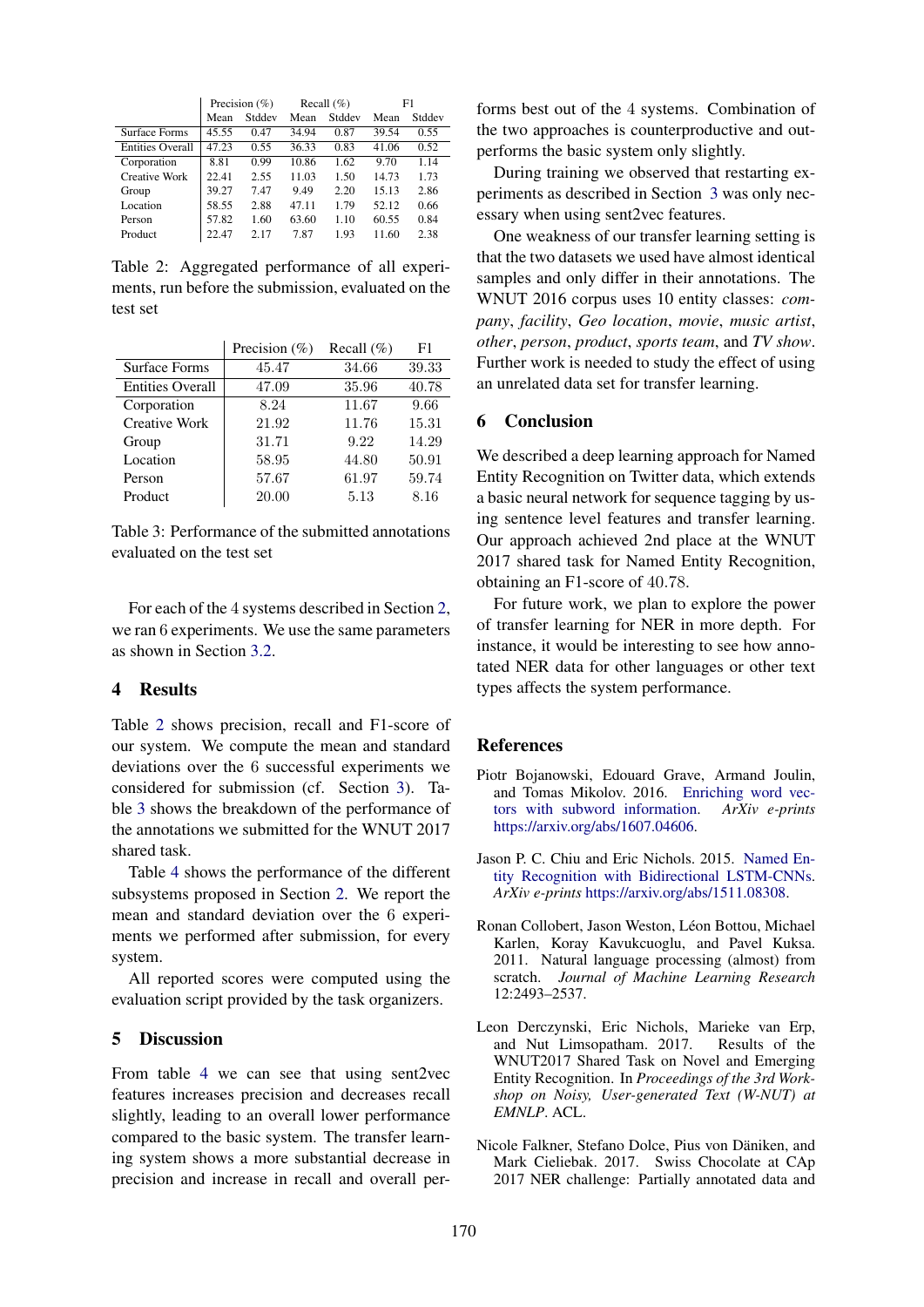| | Precision (%) | | Recall (%) | | F1 | |
|---|---|---|---|---|---|---|
| | Mean | Stddev | Mean | Stddev | Mean | Stddev |
| Surface Forms | 45.55 | 0.47 | 34.94 | 0.87 | 39.54 | 0.55 |
| Entities Overall | 47.23 | 0.55 | 36.33 | 0.83 | 41.06 | 0.52 |
| Corporation | 8.81 | 0.99 | 10.86 | 1.62 | 9.70 | 1.14 |
| Creative Work | 22.41 | 2.55 | 11.03 | 1.50 | 14.73 | 1.73 |
| Group | 39.27 | 7.47 | 9.49 | 2.20 | 15.13 | 2.86 |
| Location | 58.55 | 2.88 | 47.11 | 1.79 | 52.12 | 0.66 |
| Person | 57.82 | 1.60 | 63.60 | 1.10 | 60.55 | 0.84 |
| Product | 22.47 | 2.17 | 7.87 | 1.93 | 11.60 | 2.38 |

Table 2: Aggregated performance of all experiments, run before the submission, evaluated on the test set

| | Precision (%) | Recall (%) | F1 |
|---|---|---|---|
| Surface Forms | 45.47 | 34.66 | 39.33 |
| Entities Overall | 47.09 | 35.96 | 40.78 |
| Corporation | 8.24 | 11.67 | 9.66 |
| Creative Work | 21.92 | 11.76 | 15.31 |
| Group | 31.71 | 9.22 | 14.29 |
| Location | 58.95 | 44.80 | 50.91 |
| Person | 57.67 | 61.97 | 59.74 |
| Product | 20.00 | 5.13 | 8.16 |

Table 3: Performance of the submitted annotations evaluated on the test set

For each of the 4 systems described in Section 2, we ran 6 experiments. We use the same parameters as shown in Section 3.2.

## 4 Results

Table 2 shows precision, recall and F1-score of our system. We compute the mean and standard deviations over the 6 successful experiments we considered for submission (cf. Section 3). Table 3 shows the breakdown of the performance of the annotations we submitted for the WNUT 2017 shared task.

Table 4 shows the performance of the different subsystems proposed in Section 2. We report the mean and standard deviation over the 6 experiments we performed after submission, for every system.

All reported scores were computed using the evaluation script provided by the task organizers.

## 5 Discussion

From table 4 we can see that using sent2vec features increases precision and decreases recall slightly, leading to an overall lower performance compared to the basic system. The transfer learning system shows a more substantial decrease in precision and increase in recall and overall performs best out of the 4 systems. Combination of the two approaches is counterproductive and outperforms the basic system only slightly.

During training we observed that restarting experiments as described in Section 3 was only necessary when using sent2vec features.

One weakness of our transfer learning setting is that the two datasets we used have almost identical samples and only differ in their annotations. The WNUT 2016 corpus uses 10 entity classes: *company*, *facility*, *Geo location*, *movie*, *music artist*, *other*, *person*, *product*, *sports team*, and *TV show*. Further work is needed to study the effect of using an unrelated data set for transfer learning.

## 6 Conclusion

We described a deep learning approach for Named Entity Recognition on Twitter data, which extends a basic neural network for sequence tagging by using sentence level features and transfer learning. Our approach achieved 2nd place at the WNUT 2017 shared task for Named Entity Recognition, obtaining an F1-score of 40.78.

For future work, we plan to explore the power of transfer learning for NER in more depth. For instance, it would be interesting to see how annotated NER data for other languages or other text types affects the system performance.

## References

Piotr Bojanowski, Edouard Grave, Armand Joulin, and Tomas Mikolov. 2016. Enriching word vectors with subword information. *ArXiv e-prints* https://arxiv.org/abs/1607.04606.

Jason P. C. Chiu and Eric Nichols. 2015. Named Entity Recognition with Bidirectional LSTM-CNNs. *ArXiv e-prints* https://arxiv.org/abs/1511.08308.

Ronan Collobert, Jason Weston, Léon Bottou, Michael Karlen, Koray Kavukcuoglu, and Pavel Kuksa. 2011. Natural language processing (almost) from scratch. *Journal of Machine Learning Research* 12:2493–2537.

Leon Derczynski, Eric Nichols, Marieke van Erp, and Nut Limsopatham. 2017. Results of the WNUT2017 Shared Task on Novel and Emerging Entity Recognition. In *Proceedings of the 3rd Workshop on Noisy, User-generated Text (W-NUT) at EMNLP*. ACL.

Nicole Falkner, Stefano Dolce, Pius von Däniken, and Mark Cieliebak. 2017. Swiss Chocolate at CAp 2017 NER challenge: Partially annotated data and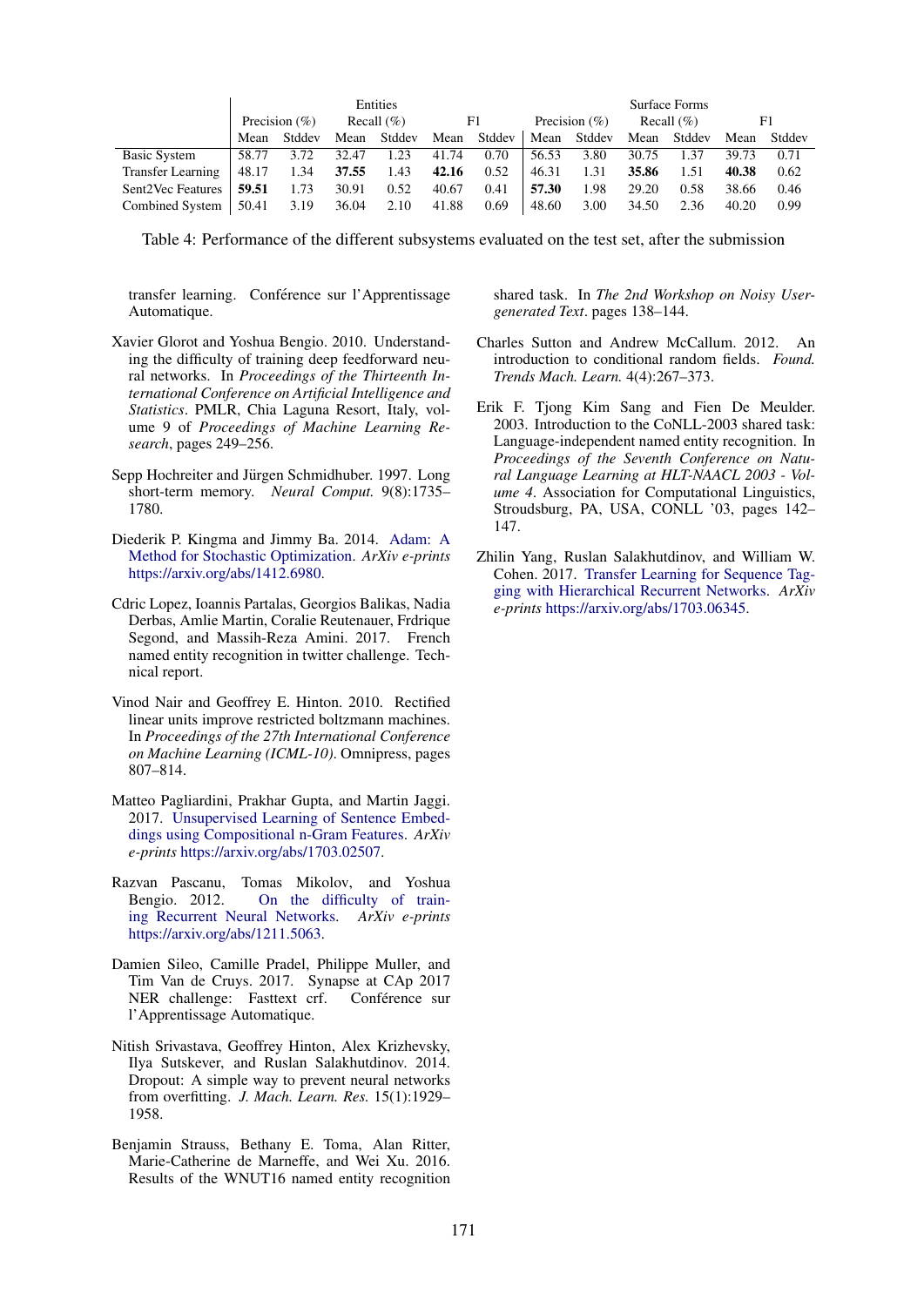| | Entities | | | | | | Surface Forms | | | | | |
|---|---|---|---|---|---|---|---|---|---|---|---|---|
| | Precision (%) | | Recall (%) | | F1 | | Precision (%) | | Recall (%) | | F1 | |
| | Mean | Stddev | Mean | Stddev | Mean | Stddev | Mean | Stddev | Mean | Stddev | Mean | Stddev |
| Basic System | 58.77 | 3.72 | 32.47 | 1.23 | 41.74 | 0.70 | 56.53 | 3.80 | 30.75 | 1.37 | 39.73 | 0.71 |
| Transfer Learning | 48.17 | 1.34 | **37.55** | 1.43 | **42.16** | 0.52 | 46.31 | 1.31 | **35.86** | 1.51 | **40.38** | 0.62 |
| Sent2Vec Features | **59.51** | 1.73 | 30.91 | 0.52 | 40.67 | 0.41 | **57.30** | 1.98 | 29.20 | 0.58 | 38.66 | 0.46 |
| Combined System | 50.41 | 3.19 | 36.04 | 2.10 | 41.88 | 0.69 | 48.60 | 3.00 | 34.50 | 2.36 | 40.20 | 0.99 |

Table 4: Performance of the different subsystems evaluated on the test set, after the submission

transfer learning. Conférence sur l'Apprentissage Automatique.

Xavier Glorot and Yoshua Bengio. 2010. Understanding the difficulty of training deep feedforward neural networks. In *Proceedings of the Thirteenth International Conference on Artificial Intelligence and Statistics*. PMLR, Chia Laguna Resort, Italy, volume 9 of *Proceedings of Machine Learning Research*, pages 249–256.

Sepp Hochreiter and Jürgen Schmidhuber. 1997. Long short-term memory. *Neural Comput.* 9(8):1735–1780.

Diederik P. Kingma and Jimmy Ba. 2014. Adam: A Method for Stochastic Optimization. *ArXiv e-prints* https://arxiv.org/abs/1412.6980.

Cdric Lopez, Ioannis Partalas, Georgios Balikas, Nadia Derbas, Amlie Martin, Coralie Reutenauer, Frdrique Segond, and Massih-Reza Amini. 2017. French named entity recognition in twitter challenge. Technical report.

Vinod Nair and Geoffrey E. Hinton. 2010. Rectified linear units improve restricted boltzmann machines. In *Proceedings of the 27th International Conference on Machine Learning (ICML-10)*. Omnipress, pages 807–814.

Matteo Pagliardini, Prakhar Gupta, and Martin Jaggi. 2017. Unsupervised Learning of Sentence Embeddings using Compositional n-Gram Features. *ArXiv e-prints* https://arxiv.org/abs/1703.02507.

Razvan Pascanu, Tomas Mikolov, and Yoshua Bengio. 2012. On the difficulty of training Recurrent Neural Networks. *ArXiv e-prints* https://arxiv.org/abs/1211.5063.

Damien Sileo, Camille Pradel, Philippe Muller, and Tim Van de Cruys. 2017. Synapse at CAp 2017 NER challenge: Fasttext crf. Conférence sur l'Apprentissage Automatique.

Nitish Srivastava, Geoffrey Hinton, Alex Krizhevsky, Ilya Sutskever, and Ruslan Salakhutdinov. 2014. Dropout: A simple way to prevent neural networks from overfitting. *J. Mach. Learn. Res.* 15(1):1929–1958.

Benjamin Strauss, Bethany E. Toma, Alan Ritter, Marie-Catherine de Marneffe, and Wei Xu. 2016. Results of the WNUT16 named entity recognition shared task. In *The 2nd Workshop on Noisy User-generated Text*. pages 138–144.

Charles Sutton and Andrew McCallum. 2012. An introduction to conditional random fields. *Found. Trends Mach. Learn.* 4(4):267–373.

Erik F. Tjong Kim Sang and Fien De Meulder. 2003. Introduction to the CoNLL-2003 shared task: Language-independent named entity recognition. In *Proceedings of the Seventh Conference on Natural Language Learning at HLT-NAACL 2003 - Volume 4*. Association for Computational Linguistics, Stroudsburg, PA, USA, CONLL '03, pages 142–147.

Zhilin Yang, Ruslan Salakhutdinov, and William W. Cohen. 2017. Transfer Learning for Sequence Tagging with Hierarchical Recurrent Networks. *ArXiv e-prints* https://arxiv.org/abs/1703.06345.